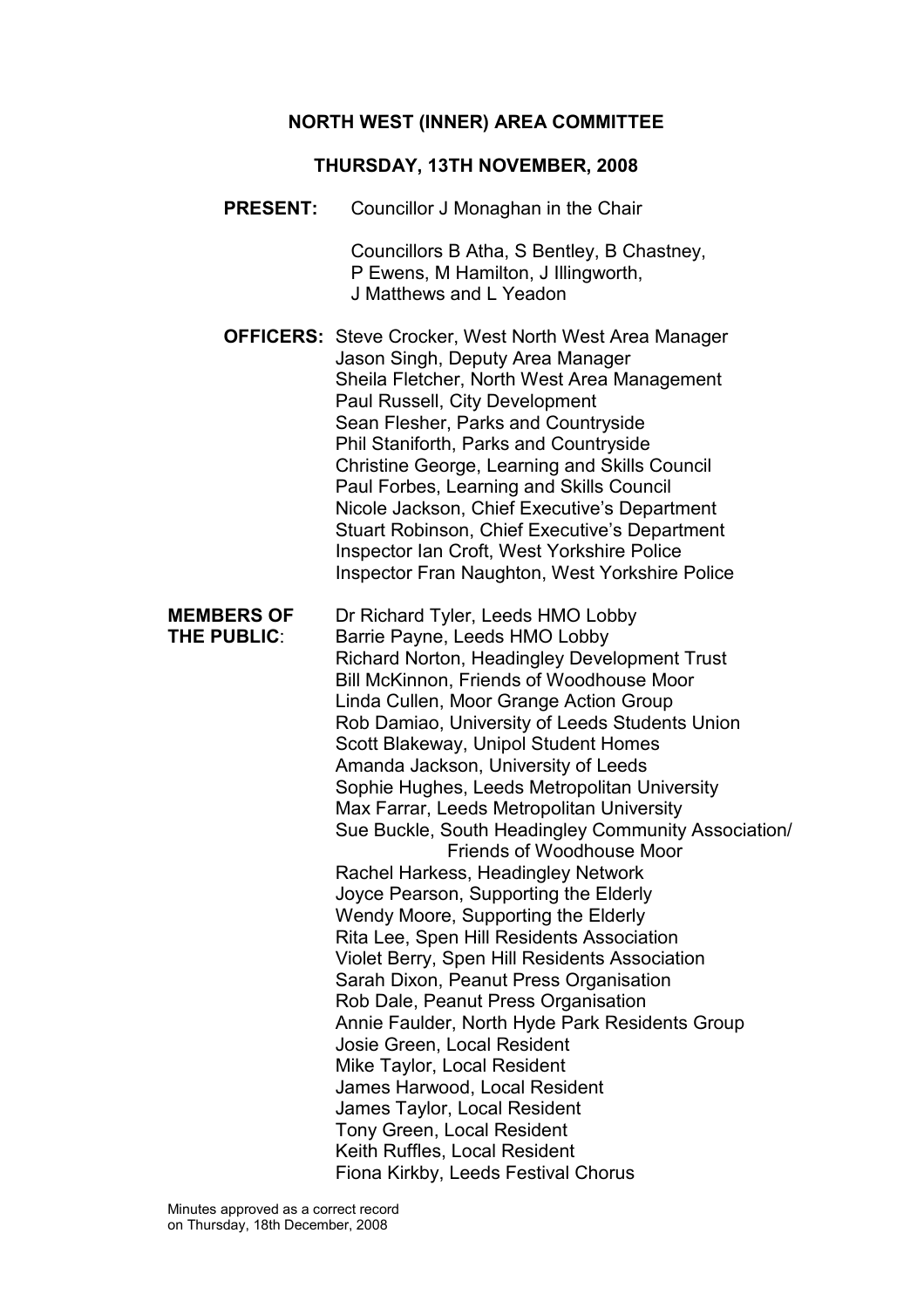# NORTH WEST (INNER) AREA COMMITTEE

## THURSDAY, 13TH NOVEMBER, 2008

**PRESENT:** Councillor J Monaghan in the Chair

Councillors B Atha, S Bentley, B Chastney, P Ewens, M Hamilton, J Illingworth, J Matthews and L Yeadon

**OFFICERS:**
Steve Crocker, West North West Area Manager
Jason Singh, Deputy Area Manager
Sheila Fletcher, North West Area Management
Paul Russell, City Development
Sean Flesher, Parks and Countryside
Phil Staniforth, Parks and Countryside
Christine George, Learning and Skills Council
Paul Forbes, Learning and Skills Council
Nicole Jackson, Chief Executive's Department
Stuart Robinson, Chief Executive's Department
Inspector Ian Croft, West Yorkshire Police
Inspector Fran Naughton, West Yorkshire Police

**MEMBERS OF THE PUBLIC**:
Dr Richard Tyler, Leeds HMO Lobby
Barrie Payne, Leeds HMO Lobby
Richard Norton, Headingley Development Trust
Bill McKinnon, Friends of Woodhouse Moor
Linda Cullen, Moor Grange Action Group
Rob Damiao, University of Leeds Students Union
Scott Blakeway, Unipol Student Homes
Amanda Jackson, University of Leeds
Sophie Hughes, Leeds Metropolitan University
Max Farrar, Leeds Metropolitan University
Sue Buckle, South Headingley Community Association/ Friends of Woodhouse Moor
Rachel Harkess, Headingley Network
Joyce Pearson, Supporting the Elderly
Wendy Moore, Supporting the Elderly
Rita Lee, Spen Hill Residents Association
Violet Berry, Spen Hill Residents Association
Sarah Dixon, Peanut Press Organisation
Rob Dale, Peanut Press Organisation
Annie Faulder, North Hyde Park Residents Group
Josie Green, Local Resident
Mike Taylor, Local Resident
James Harwood, Local Resident
James Taylor, Local Resident
Tony Green, Local Resident
Keith Ruffles, Local Resident
Fiona Kirkby, Leeds Festival Chorus

Minutes approved as a correct record on Thursday, 18th December, 2008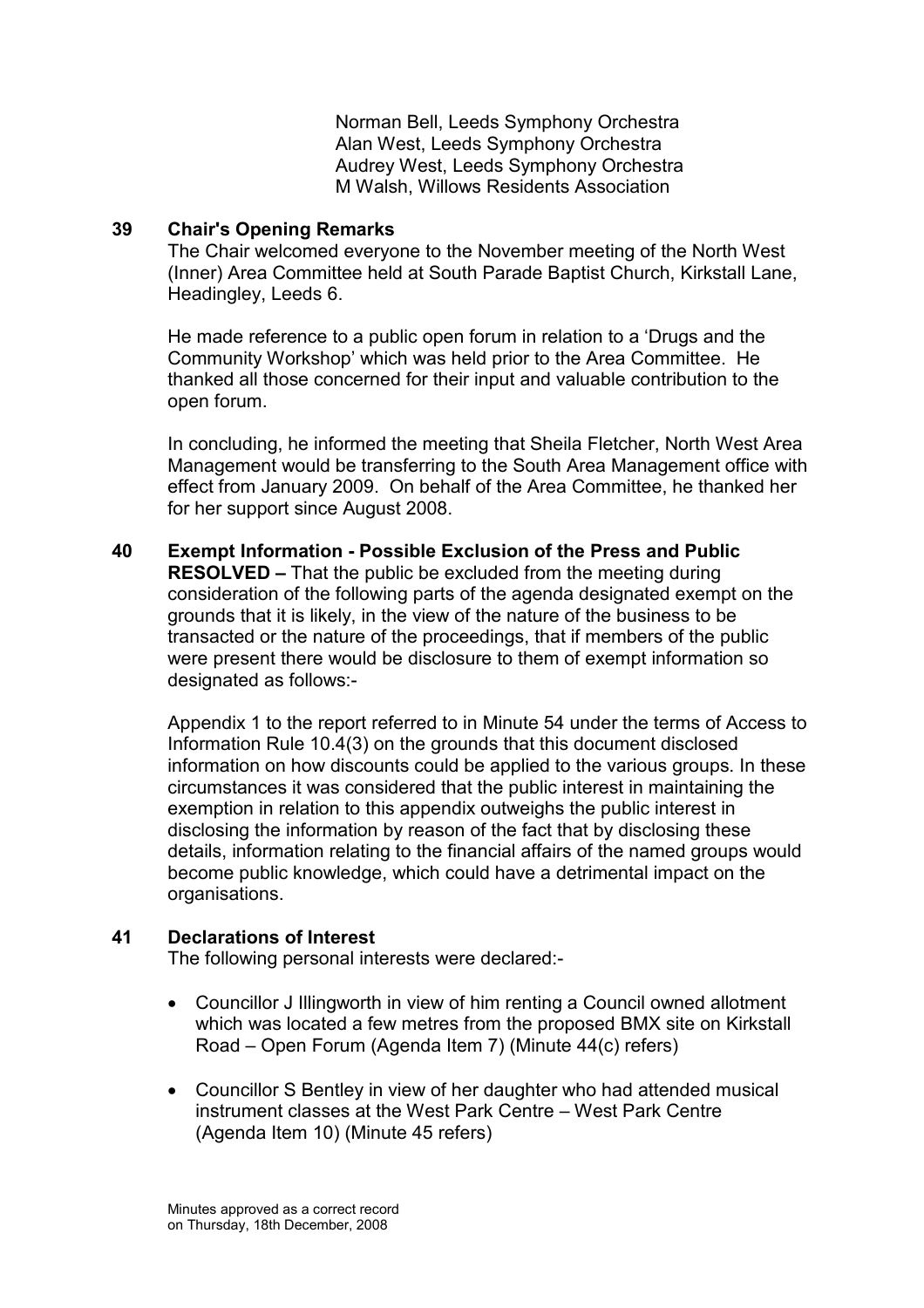Norman Bell, Leeds Symphony Orchestra
Alan West, Leeds Symphony Orchestra
Audrey West, Leeds Symphony Orchestra
M Walsh, Willows Residents Association

**39 Chair's Opening Remarks**

The Chair welcomed everyone to the November meeting of the North West (Inner) Area Committee held at South Parade Baptist Church, Kirkstall Lane, Headingley, Leeds 6.

He made reference to a public open forum in relation to a 'Drugs and the Community Workshop' which was held prior to the Area Committee. He thanked all those concerned for their input and valuable contribution to the open forum.

In concluding, he informed the meeting that Sheila Fletcher, North West Area Management would be transferring to the South Area Management office with effect from January 2009. On behalf of the Area Committee, he thanked her for her support since August 2008.

**40 Exempt Information - Possible Exclusion of the Press and Public**

**RESOLVED –** That the public be excluded from the meeting during consideration of the following parts of the agenda designated exempt on the grounds that it is likely, in the view of the nature of the business to be transacted or the nature of the proceedings, that if members of the public were present there would be disclosure to them of exempt information so designated as follows:-

Appendix 1 to the report referred to in Minute 54 under the terms of Access to Information Rule 10.4(3) on the grounds that this document disclosed information on how discounts could be applied to the various groups. In these circumstances it was considered that the public interest in maintaining the exemption in relation to this appendix outweighs the public interest in disclosing the information by reason of the fact that by disclosing these details, information relating to the financial affairs of the named groups would become public knowledge, which could have a detrimental impact on the organisations.

**41 Declarations of Interest**

The following personal interests were declared:-

- Councillor J Illingworth in view of him renting a Council owned allotment which was located a few metres from the proposed BMX site on Kirkstall Road – Open Forum (Agenda Item 7) (Minute 44(c) refers)

- Councillor S Bentley in view of her daughter who had attended musical instrument classes at the West Park Centre – West Park Centre (Agenda Item 10) (Minute 45 refers)

Minutes approved as a correct record on Thursday, 18th December, 2008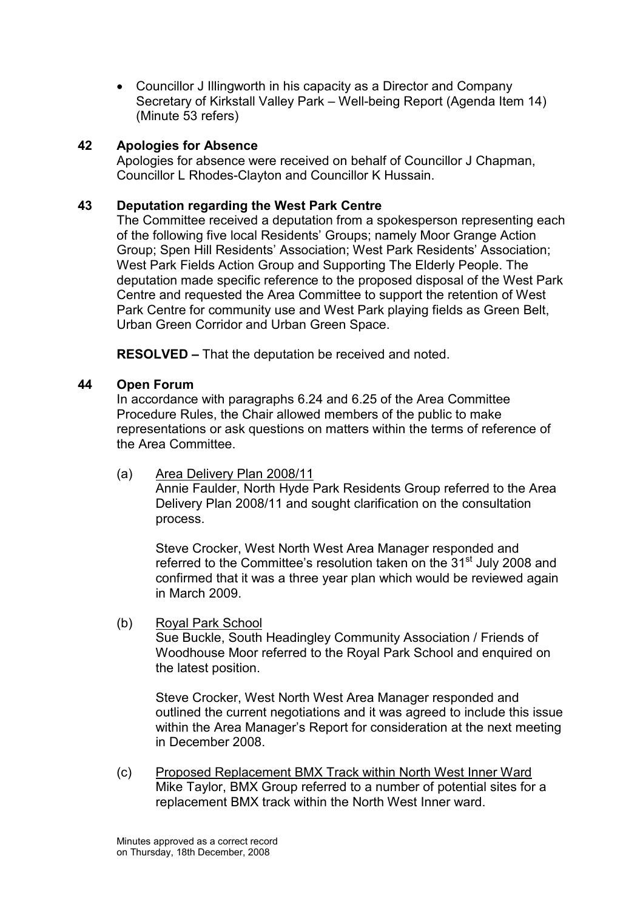- Councillor J Illingworth in his capacity as a Director and Company Secretary of Kirkstall Valley Park – Well-being Report (Agenda Item 14) (Minute 53 refers)

## 42 Apologies for Absence

Apologies for absence were received on behalf of Councillor J Chapman, Councillor L Rhodes-Clayton and Councillor K Hussain.

## 43 Deputation regarding the West Park Centre

The Committee received a deputation from a spokesperson representing each of the following five local Residents' Groups; namely Moor Grange Action Group; Spen Hill Residents' Association; West Park Residents' Association; West Park Fields Action Group and Supporting The Elderly People. The deputation made specific reference to the proposed disposal of the West Park Centre and requested the Area Committee to support the retention of West Park Centre for community use and West Park playing fields as Green Belt, Urban Green Corridor and Urban Green Space.

**RESOLVED –** That the deputation be received and noted.

## 44 Open Forum

In accordance with paragraphs 6.24 and 6.25 of the Area Committee Procedure Rules, the Chair allowed members of the public to make representations or ask questions on matters within the terms of reference of the Area Committee.

(a) Area Delivery Plan 2008/11

Annie Faulder, North Hyde Park Residents Group referred to the Area Delivery Plan 2008/11 and sought clarification on the consultation process.

Steve Crocker, West North West Area Manager responded and referred to the Committee's resolution taken on the 31st July 2008 and confirmed that it was a three year plan which would be reviewed again in March 2009.

(b) Royal Park School

Sue Buckle, South Headingley Community Association / Friends of Woodhouse Moor referred to the Royal Park School and enquired on the latest position.

Steve Crocker, West North West Area Manager responded and outlined the current negotiations and it was agreed to include this issue within the Area Manager's Report for consideration at the next meeting in December 2008.

(c) Proposed Replacement BMX Track within North West Inner Ward

Mike Taylor, BMX Group referred to a number of potential sites for a replacement BMX track within the North West Inner ward.

Minutes approved as a correct record on Thursday, 18th December, 2008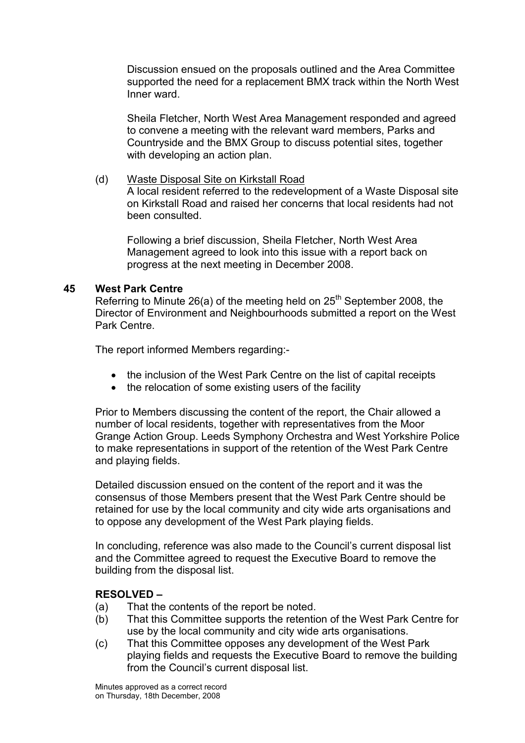Discussion ensued on the proposals outlined and the Area Committee supported the need for a replacement BMX track within the North West Inner ward.

Sheila Fletcher, North West Area Management responded and agreed to convene a meeting with the relevant ward members, Parks and Countryside and the BMX Group to discuss potential sites, together with developing an action plan.

(d) Waste Disposal Site on Kirkstall Road
A local resident referred to the redevelopment of a Waste Disposal site on Kirkstall Road and raised her concerns that local residents had not been consulted.

Following a brief discussion, Sheila Fletcher, North West Area Management agreed to look into this issue with a report back on progress at the next meeting in December 2008.

## 45 West Park Centre

Referring to Minute 26(a) of the meeting held on 25th September 2008, the Director of Environment and Neighbourhoods submitted a report on the West Park Centre.

The report informed Members regarding:-

- the inclusion of the West Park Centre on the list of capital receipts
- the relocation of some existing users of the facility

Prior to Members discussing the content of the report, the Chair allowed a number of local residents, together with representatives from the Moor Grange Action Group. Leeds Symphony Orchestra and West Yorkshire Police to make representations in support of the retention of the West Park Centre and playing fields.

Detailed discussion ensued on the content of the report and it was the consensus of those Members present that the West Park Centre should be retained for use by the local community and city wide arts organisations and to oppose any development of the West Park playing fields.

In concluding, reference was also made to the Council's current disposal list and the Committee agreed to request the Executive Board to remove the building from the disposal list.

**RESOLVED –**

(a) That the contents of the report be noted.
(b) That this Committee supports the retention of the West Park Centre for use by the local community and city wide arts organisations.
(c) That this Committee opposes any development of the West Park playing fields and requests the Executive Board to remove the building from the Council's current disposal list.

Minutes approved as a correct record on Thursday, 18th December, 2008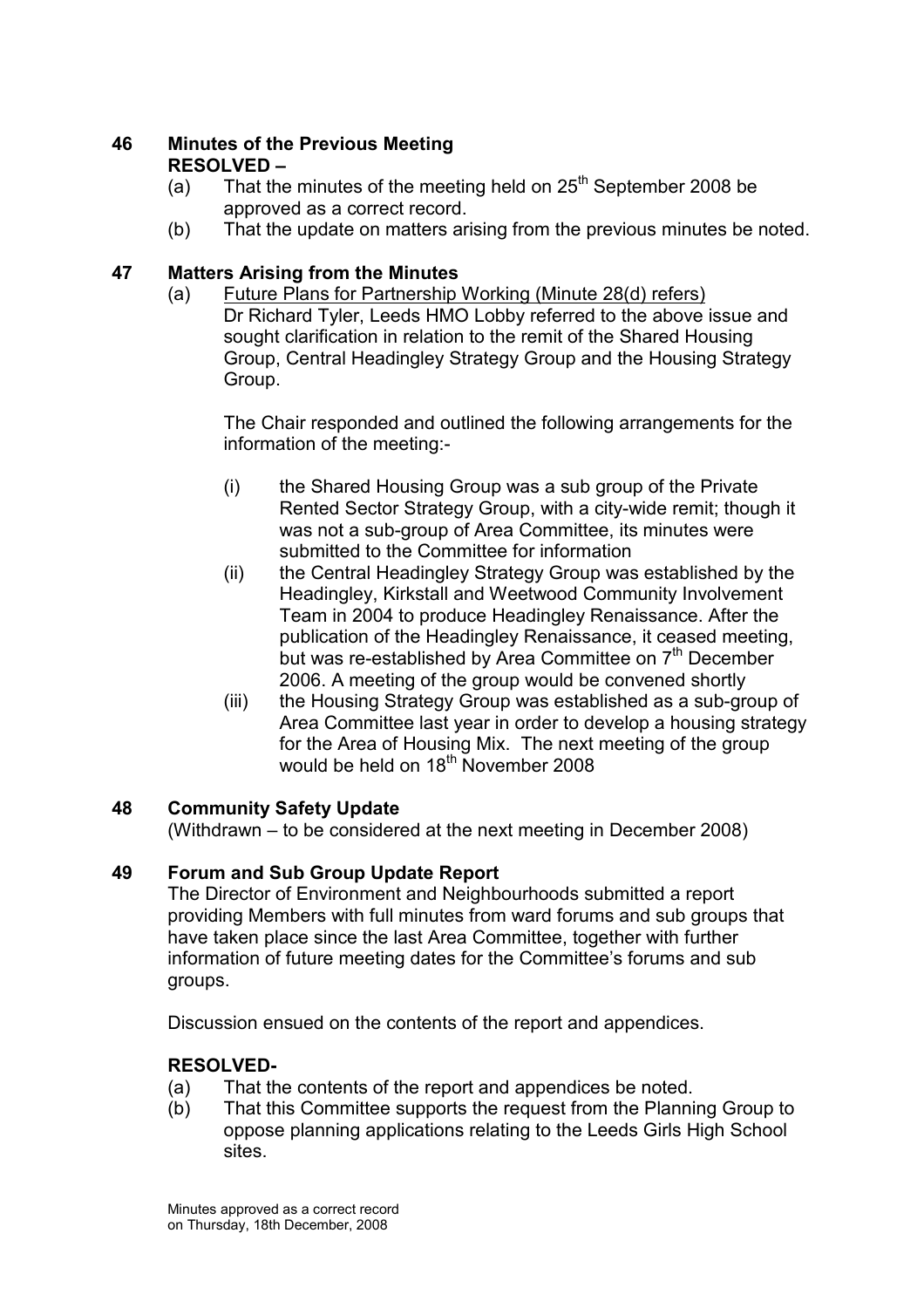## 46 Minutes of the Previous Meeting

**RESOLVED –**

(a) That the minutes of the meeting held on 25th September 2008 be approved as a correct record.

(b) That the update on matters arising from the previous minutes be noted.

## 47 Matters Arising from the Minutes

(a) Future Plans for Partnership Working (Minute 28(d) refers)

Dr Richard Tyler, Leeds HMO Lobby referred to the above issue and sought clarification in relation to the remit of the Shared Housing Group, Central Headingley Strategy Group and the Housing Strategy Group.

The Chair responded and outlined the following arrangements for the information of the meeting:-

(i) the Shared Housing Group was a sub group of the Private Rented Sector Strategy Group, with a city-wide remit; though it was not a sub-group of Area Committee, its minutes were submitted to the Committee for information

(ii) the Central Headingley Strategy Group was established by the Headingley, Kirkstall and Weetwood Community Involvement Team in 2004 to produce Headingley Renaissance. After the publication of the Headingley Renaissance, it ceased meeting, but was re-established by Area Committee on 7th December 2006. A meeting of the group would be convened shortly

(iii) the Housing Strategy Group was established as a sub-group of Area Committee last year in order to develop a housing strategy for the Area of Housing Mix. The next meeting of the group would be held on 18th November 2008

## 48 Community Safety Update

(Withdrawn – to be considered at the next meeting in December 2008)

## 49 Forum and Sub Group Update Report

The Director of Environment and Neighbourhoods submitted a report providing Members with full minutes from ward forums and sub groups that have taken place since the last Area Committee, together with further information of future meeting dates for the Committee's forums and sub groups.

Discussion ensued on the contents of the report and appendices.

**RESOLVED-**

(a) That the contents of the report and appendices be noted.

(b) That this Committee supports the request from the Planning Group to oppose planning applications relating to the Leeds Girls High School sites.

Minutes approved as a correct record on Thursday, 18th December, 2008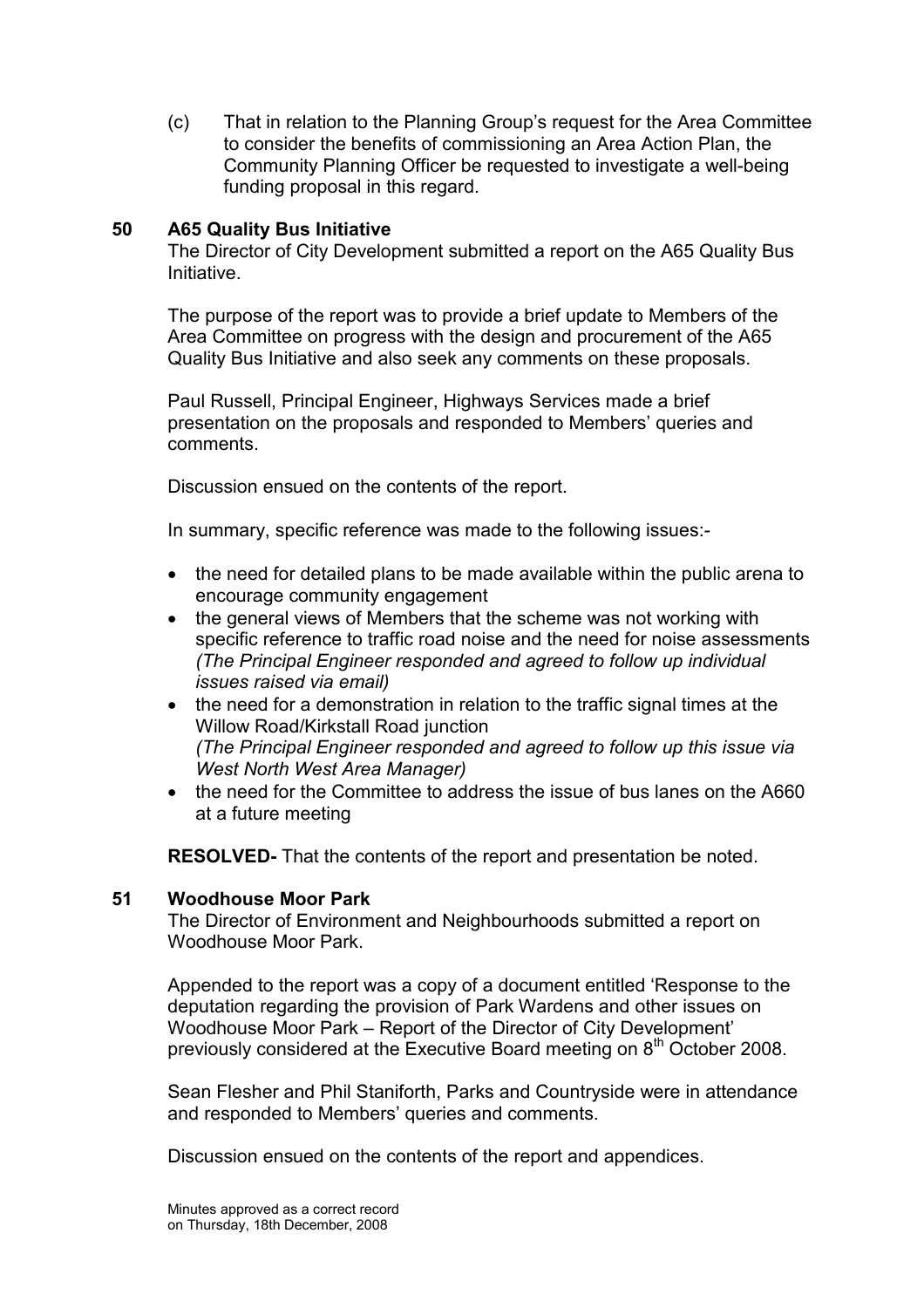(c) That in relation to the Planning Group's request for the Area Committee to consider the benefits of commissioning an Area Action Plan, the Community Planning Officer be requested to investigate a well-being funding proposal in this regard.

**50 A65 Quality Bus Initiative**

The Director of City Development submitted a report on the A65 Quality Bus Initiative.

The purpose of the report was to provide a brief update to Members of the Area Committee on progress with the design and procurement of the A65 Quality Bus Initiative and also seek any comments on these proposals.

Paul Russell, Principal Engineer, Highways Services made a brief presentation on the proposals and responded to Members' queries and comments.

Discussion ensued on the contents of the report.

In summary, specific reference was made to the following issues:-

- the need for detailed plans to be made available within the public arena to encourage community engagement
- the general views of Members that the scheme was not working with specific reference to traffic road noise and the need for noise assessments *(The Principal Engineer responded and agreed to follow up individual issues raised via email)*
- the need for a demonstration in relation to the traffic signal times at the Willow Road/Kirkstall Road junction *(The Principal Engineer responded and agreed to follow up this issue via West North West Area Manager)*
- the need for the Committee to address the issue of bus lanes on the A660 at a future meeting

**RESOLVED-** That the contents of the report and presentation be noted.

**51 Woodhouse Moor Park**

The Director of Environment and Neighbourhoods submitted a report on Woodhouse Moor Park.

Appended to the report was a copy of a document entitled 'Response to the deputation regarding the provision of Park Wardens and other issues on Woodhouse Moor Park – Report of the Director of City Development' previously considered at the Executive Board meeting on 8th October 2008.

Sean Flesher and Phil Staniforth, Parks and Countryside were in attendance and responded to Members' queries and comments.

Discussion ensued on the contents of the report and appendices.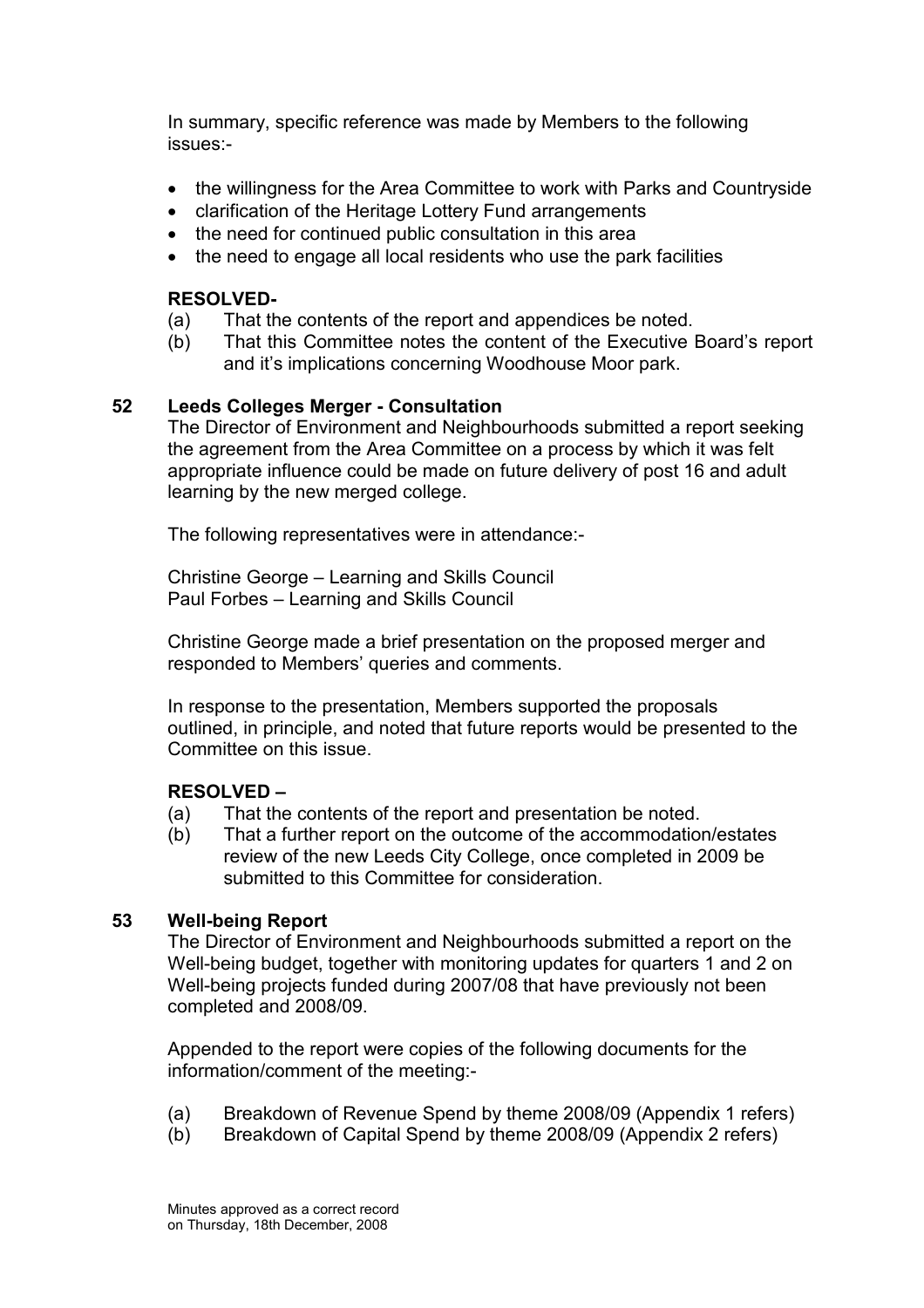In summary, specific reference was made by Members to the following issues:-

- the willingness for the Area Committee to work with Parks and Countryside
- clarification of the Heritage Lottery Fund arrangements
- the need for continued public consultation in this area
- the need to engage all local residents who use the park facilities

**RESOLVED-**

(a) That the contents of the report and appendices be noted.

(b) That this Committee notes the content of the Executive Board's report and it's implications concerning Woodhouse Moor park.

## 52 Leeds Colleges Merger - Consultation

The Director of Environment and Neighbourhoods submitted a report seeking the agreement from the Area Committee on a process by which it was felt appropriate influence could be made on future delivery of post 16 and adult learning by the new merged college.

The following representatives were in attendance:-

Christine George – Learning and Skills Council
Paul Forbes – Learning and Skills Council

Christine George made a brief presentation on the proposed merger and responded to Members' queries and comments.

In response to the presentation, Members supported the proposals outlined, in principle, and noted that future reports would be presented to the Committee on this issue.

**RESOLVED –**

(a) That the contents of the report and presentation be noted.

(b) That a further report on the outcome of the accommodation/estates review of the new Leeds City College, once completed in 2009 be submitted to this Committee for consideration.

## 53 Well-being Report

The Director of Environment and Neighbourhoods submitted a report on the Well-being budget, together with monitoring updates for quarters 1 and 2 on Well-being projects funded during 2007/08 that have previously not been completed and 2008/09.

Appended to the report were copies of the following documents for the information/comment of the meeting:-

(a) Breakdown of Revenue Spend by theme 2008/09 (Appendix 1 refers)

(b) Breakdown of Capital Spend by theme 2008/09 (Appendix 2 refers)

Minutes approved as a correct record on Thursday, 18th December, 2008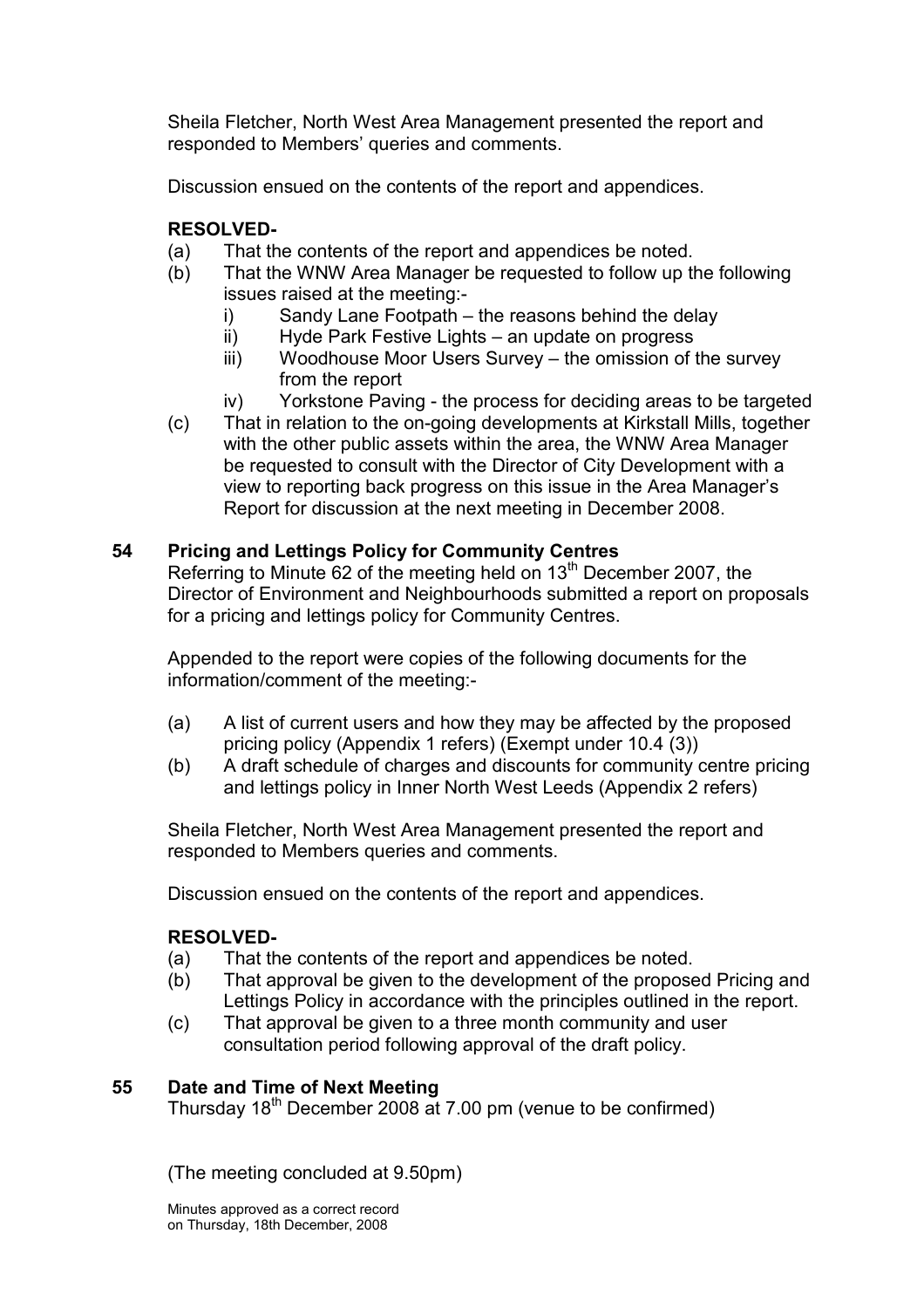Sheila Fletcher, North West Area Management presented the report and responded to Members' queries and comments.

Discussion ensued on the contents of the report and appendices.

**RESOLVED-**

(a) That the contents of the report and appendices be noted.

(b) That the WNW Area Manager be requested to follow up the following issues raised at the meeting:-

  i) Sandy Lane Footpath – the reasons behind the delay

  ii) Hyde Park Festive Lights – an update on progress

  iii) Woodhouse Moor Users Survey – the omission of the survey from the report

  iv) Yorkstone Paving - the process for deciding areas to be targeted

(c) That in relation to the on-going developments at Kirkstall Mills, together with the other public assets within the area, the WNW Area Manager be requested to consult with the Director of City Development with a view to reporting back progress on this issue in the Area Manager's Report for discussion at the next meeting in December 2008.

## 54 Pricing and Lettings Policy for Community Centres

Referring to Minute 62 of the meeting held on 13th December 2007, the Director of Environment and Neighbourhoods submitted a report on proposals for a pricing and lettings policy for Community Centres.

Appended to the report were copies of the following documents for the information/comment of the meeting:-

(a) A list of current users and how they may be affected by the proposed pricing policy (Appendix 1 refers) (Exempt under 10.4 (3))

(b) A draft schedule of charges and discounts for community centre pricing and lettings policy in Inner North West Leeds (Appendix 2 refers)

Sheila Fletcher, North West Area Management presented the report and responded to Members queries and comments.

Discussion ensued on the contents of the report and appendices.

**RESOLVED-**

(a) That the contents of the report and appendices be noted.

(b) That approval be given to the development of the proposed Pricing and Lettings Policy in accordance with the principles outlined in the report.

(c) That approval be given to a three month community and user consultation period following approval of the draft policy.

## 55 Date and Time of Next Meeting

Thursday 18th December 2008 at 7.00 pm (venue to be confirmed)

(The meeting concluded at 9.50pm)

Minutes approved as a correct record on Thursday, 18th December, 2008